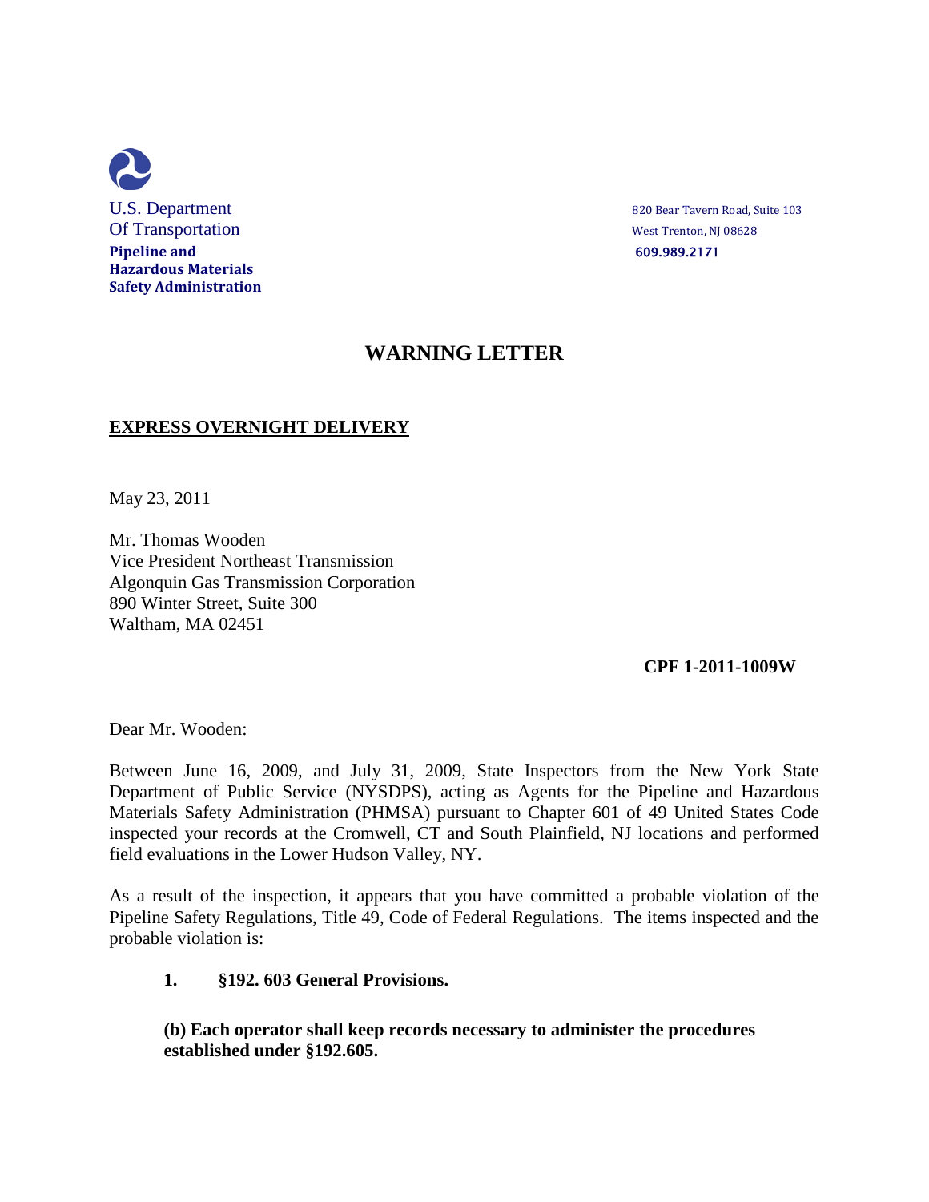U.S. Department
Of Transportation
**Pipeline and Hazardous Materials Safety Administration**

820 Bear Tavern Road, Suite 103
West Trenton, NJ 08628
**609.989.2171**

# WARNING LETTER

**EXPRESS OVERNIGHT DELIVERY**

May 23, 2011

Mr. Thomas Wooden
Vice President Northeast Transmission
Algonquin Gas Transmission Corporation
890 Winter Street, Suite 300
Waltham, MA 02451

**CPF 1-2011-1009W**

Dear Mr. Wooden:

Between June 16, 2009, and July 31, 2009, State Inspectors from the New York State Department of Public Service (NYSDPS), acting as Agents for the Pipeline and Hazardous Materials Safety Administration (PHMSA) pursuant to Chapter 601 of 49 United States Code inspected your records at the Cromwell, CT and South Plainfield, NJ locations and performed field evaluations in the Lower Hudson Valley, NY.

As a result of the inspection, it appears that you have committed a probable violation of the Pipeline Safety Regulations, Title 49, Code of Federal Regulations. The items inspected and the probable violation is:

1. **§192. 603 General Provisions.**

   **(b) Each operator shall keep records necessary to administer the procedures established under §192.605.**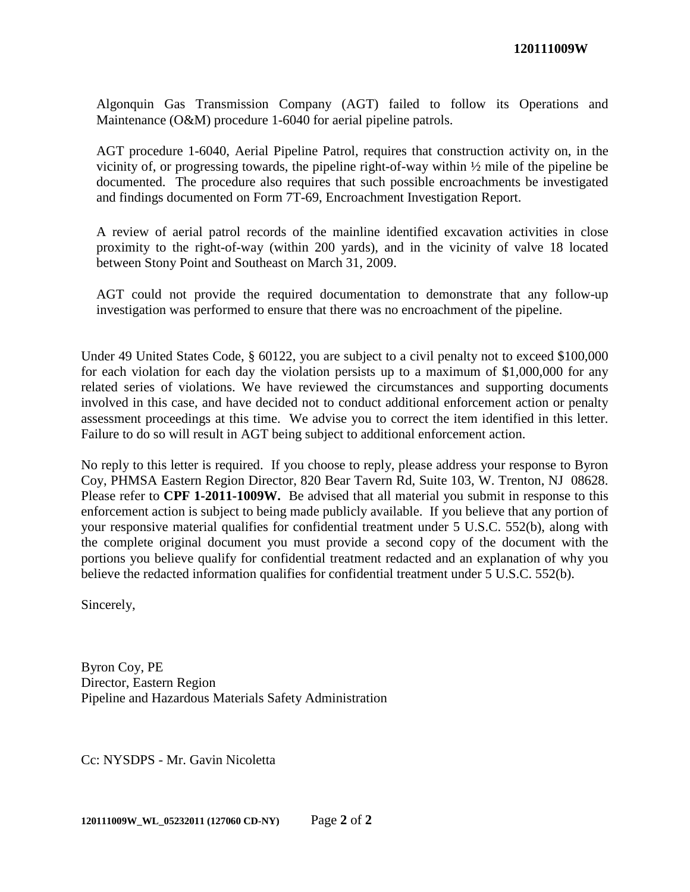Algonquin Gas Transmission Company (AGT) failed to follow its Operations and Maintenance (O&M) procedure 1-6040 for aerial pipeline patrols.

AGT procedure 1-6040, Aerial Pipeline Patrol, requires that construction activity on, in the vicinity of, or progressing towards, the pipeline right-of-way within ½ mile of the pipeline be documented. The procedure also requires that such possible encroachments be investigated and findings documented on Form 7T-69, Encroachment Investigation Report.

A review of aerial patrol records of the mainline identified excavation activities in close proximity to the right-of-way (within 200 yards), and in the vicinity of valve 18 located between Stony Point and Southeast on March 31, 2009.

AGT could not provide the required documentation to demonstrate that any follow-up investigation was performed to ensure that there was no encroachment of the pipeline.

Under 49 United States Code, § 60122, you are subject to a civil penalty not to exceed $100,000 for each violation for each day the violation persists up to a maximum of $1,000,000 for any related series of violations. We have reviewed the circumstances and supporting documents involved in this case, and have decided not to conduct additional enforcement action or penalty assessment proceedings at this time. We advise you to correct the item identified in this letter. Failure to do so will result in AGT being subject to additional enforcement action.

No reply to this letter is required. If you choose to reply, please address your response to Byron Coy, PHMSA Eastern Region Director, 820 Bear Tavern Rd, Suite 103, W. Trenton, NJ 08628. Please refer to **CPF 1-2011-1009W.** Be advised that all material you submit in response to this enforcement action is subject to being made publicly available. If you believe that any portion of your responsive material qualifies for confidential treatment under 5 U.S.C. 552(b), along with the complete original document you must provide a second copy of the document with the portions you believe qualify for confidential treatment redacted and an explanation of why you believe the redacted information qualifies for confidential treatment under 5 U.S.C. 552(b).

Sincerely,

Byron Coy, PE
Director, Eastern Region
Pipeline and Hazardous Materials Safety Administration

Cc: NYSDPS - Mr. Gavin Nicoletta